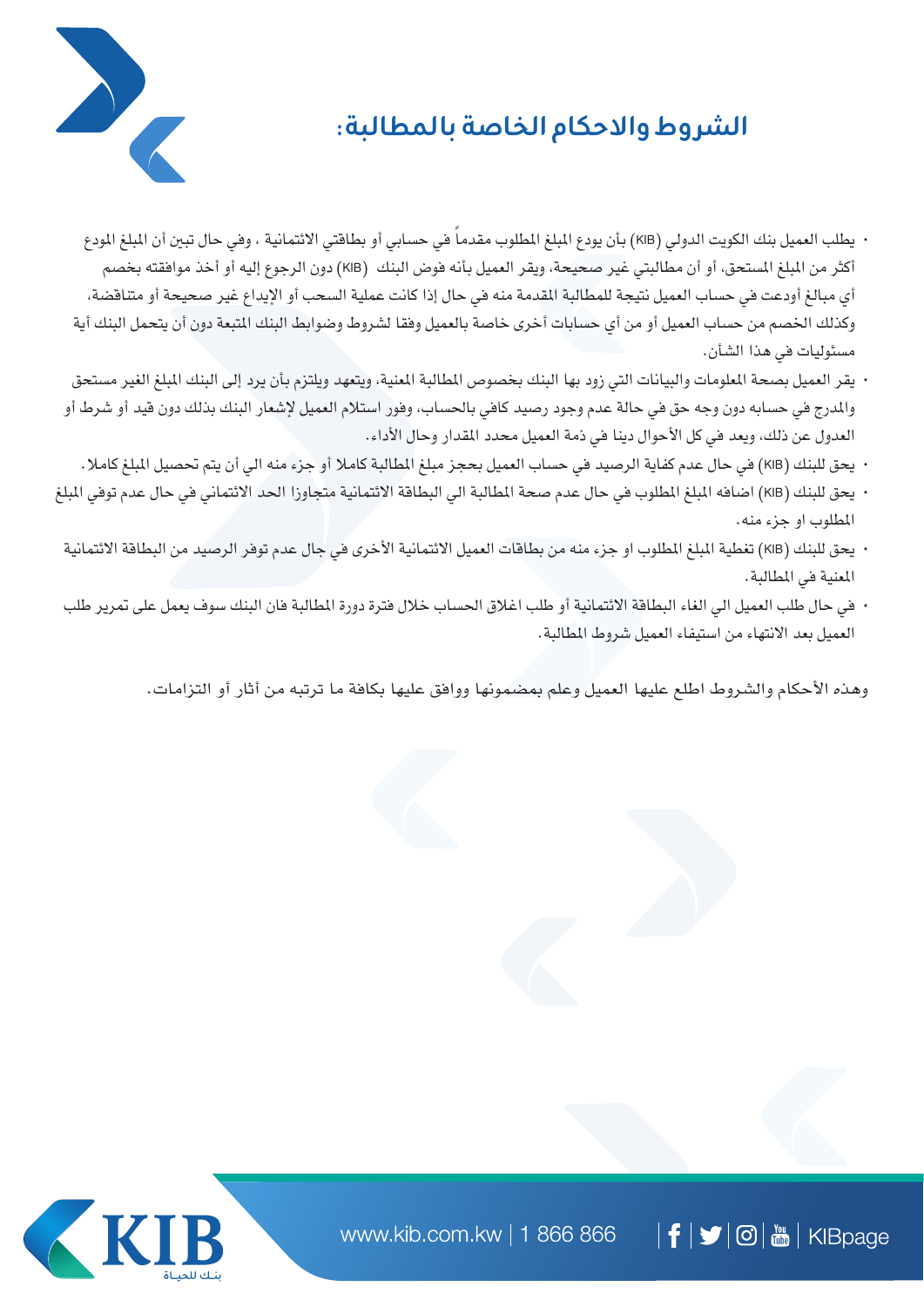## الشروط والاحكام الخاصة بالمطالبة:

- يطلب العميل بنك الكويت الدولي (KIB) بأن يودع المبلغ المطلوب مقدماً في حسابي أو بطاقتي الائتمانية ، وفي حال تبين أن المبلغ المودع أكثر من المبلغ المستحق، أو أن مطالبتي غير صحيحة، ويقر العميل بأنه فوض البنك (KIB) دون الرجوع إليه أو أخذ موافقته بخصم أي مبالغ أودعت في حساب العميل نتيجة للمطالبة المقدمة منه في حال إذا كانت عملية السحب أو الإيداع غير صحيحة أو متناقضة، وكذلك الخصم من حساب العميل أو من أي حسابات أخرى خاصة بالعميل وفقا لشروط وضوابط البنك المتبعة دون أن يتحمل البنك أية مسئوليات في هذا الشأن.
- يقر العميل بصحة المعلومات والبيانات التي زود بها البنك بخصوص المطالبة المعنية، ويتعهد ويلتزم بأن يرد إلى البنك المبلغ الغير مستحق والمدرج في حسابه دون وجه حق في حالة عدم وجود رصيد كافي بالحساب، وفور استلام العميل لإشعار البنك بذلك دون قيد أو شرط أو العدول عن ذلك، ويعد في كل الأحوال دينا في ذمة العميل محدد المقدار وحال الأداء.
- يحق للبنك (KIB) في حال عدم كفاية الرصيد في حساب العميل بحجز مبلغ المطالبة كاملا أو جزء منه الي أن يتم تحصيل المبلغ كاملا.
- يحق للبنك (KIB) اضافه المبلغ المطلوب في حال عدم صحة المطالبة الي البطاقة الائتمانية متجاوزا الحد الائتماني في حال عدم توفي المبلغ المطلوب او جزء منه.
- يحق للبنك (KIB) تغطية المبلغ المطلوب او جزء منه من بطاقات العميل الائتمانية الأخرى في جال عدم توفر الرصيد من البطاقة الائتمانية المعنية في المطالبة.
- في حال طلب العميل الي الغاء البطاقة الائتمانية أو طلب اغلاق الحساب خلال فترة دورة المطالبة فان البنك سوف يعمل على تمرير طلب العميل بعد الانتهاء من استيفاء العميل شروط المطالبة.

وهذه الأحكام والشروط اطلع عليها العميل وعلم بمضمونها ووافق عليها بكافة ما ترتبه من آثار أو التزامات.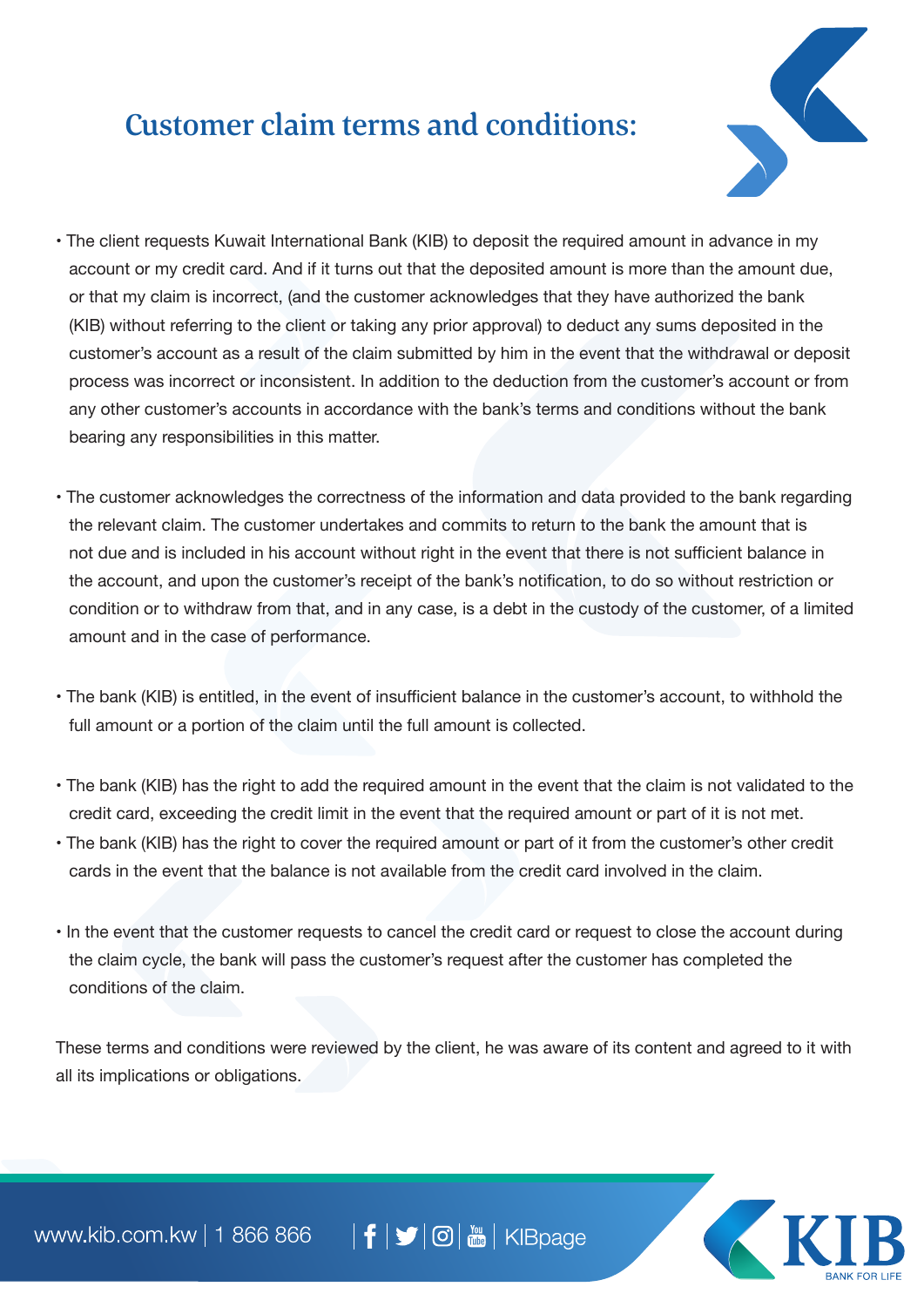# Customer claim terms and conditions:

- The client requests Kuwait International Bank (KIB) to deposit the required amount in advance in my account or my credit card. And if it turns out that the deposited amount is more than the amount due, or that my claim is incorrect, (and the customer acknowledges that they have authorized the bank (KIB) without referring to the client or taking any prior approval) to deduct any sums deposited in the customer's account as a result of the claim submitted by him in the event that the withdrawal or deposit process was incorrect or inconsistent. In addition to the deduction from the customer's account or from any other customer's accounts in accordance with the bank's terms and conditions without the bank bearing any responsibilities in this matter.

- The customer acknowledges the correctness of the information and data provided to the bank regarding the relevant claim. The customer undertakes and commits to return to the bank the amount that is not due and is included in his account without right in the event that there is not sufficient balance in the account, and upon the customer's receipt of the bank's notification, to do so without restriction or condition or to withdraw from that, and in any case, is a debt in the custody of the customer, of a limited amount and in the case of performance.

- The bank (KIB) is entitled, in the event of insufficient balance in the customer's account, to withhold the full amount or a portion of the claim until the full amount is collected.

- The bank (KIB) has the right to add the required amount in the event that the claim is not validated to the credit card, exceeding the credit limit in the event that the required amount or part of it is not met.
- The bank (KIB) has the right to cover the required amount or part of it from the customer's other credit cards in the event that the balance is not available from the credit card involved in the claim.

- In the event that the customer requests to cancel the credit card or request to close the account during the claim cycle, the bank will pass the customer's request after the customer has completed the conditions of the claim.

These terms and conditions were reviewed by the client, he was aware of its content and agreed to it with all its implications or obligations.

www.kib.com.kw | 1 866 866 | KIBpage

KIB BANK FOR LIFE